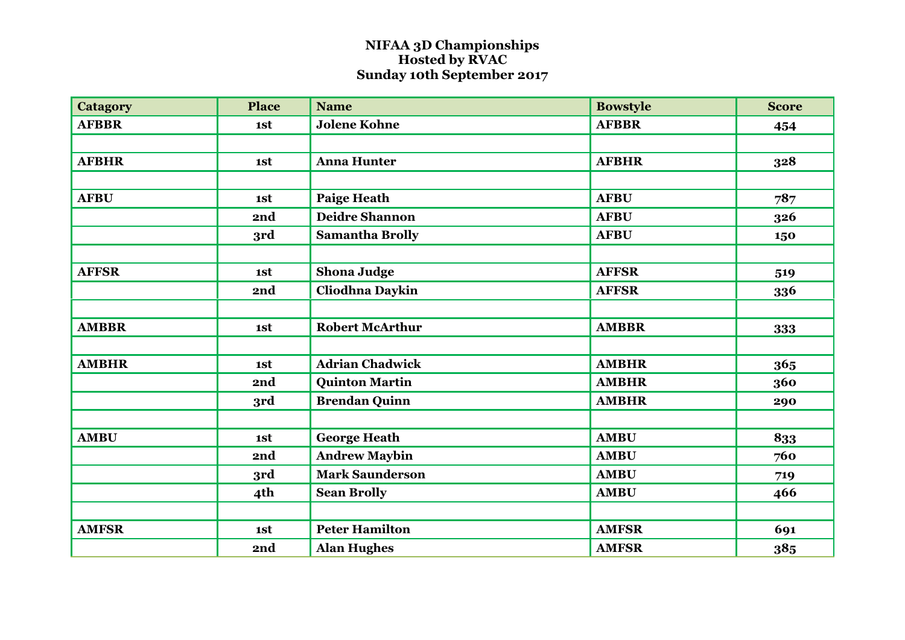# NIFAA 3D Championships
## Hosted by RVAC
## Sunday 10th September 2017

| Catagory | Place | Name | Bowstyle | Score |
|---|---|---|---|---|
| AFBBR | 1st | Jolene Kohne | AFBBR | 454 |
| | | | | |
| AFBHR | 1st | Anna Hunter | AFBHR | 328 |
| | | | | |
| AFBU | 1st | Paige Heath | AFBU | 787 |
| | 2nd | Deidre Shannon | AFBU | 326 |
| | 3rd | Samantha Brolly | AFBU | 150 |
| | | | | |
| AFFSR | 1st | Shona Judge | AFFSR | 519 |
| | 2nd | Cliodhna Daykin | AFFSR | 336 |
| | | | | |
| AMBBR | 1st | Robert McArthur | AMBBR | 333 |
| | | | | |
| AMBHR | 1st | Adrian Chadwick | AMBHR | 365 |
| | 2nd | Quinton Martin | AMBHR | 360 |
| | 3rd | Brendan Quinn | AMBHR | 290 |
| | | | | |
| AMBU | 1st | George Heath | AMBU | 833 |
| | 2nd | Andrew Maybin | AMBU | 760 |
| | 3rd | Mark Saunderson | AMBU | 719 |
| | 4th | Sean Brolly | AMBU | 466 |
| | | | | |
| AMFSR | 1st | Peter Hamilton | AMFSR | 691 |
| | 2nd | Alan Hughes | AMFSR | 385 |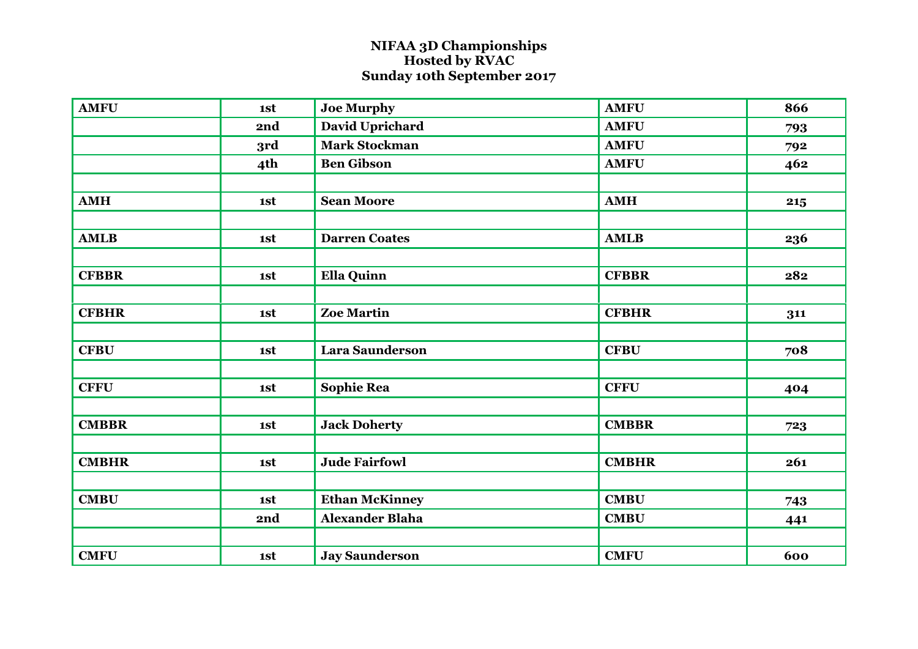**NIFAA 3D Championships**
**Hosted by RVAC**
**Sunday 10th September 2017**

| | | | | |
|---|---|---|---|---|
| **AMFU** | **1st** | **Joe Murphy** | **AMFU** | **866** |
| | **2nd** | **David Uprichard** | **AMFU** | **793** |
| | **3rd** | **Mark Stockman** | **AMFU** | **792** |
| | **4th** | **Ben Gibson** | **AMFU** | **462** |
| | | | | |
| **AMH** | **1st** | **Sean Moore** | **AMH** | **215** |
| | | | | |
| **AMLB** | **1st** | **Darren Coates** | **AMLB** | **236** |
| | | | | |
| **CFBBR** | **1st** | **Ella Quinn** | **CFBBR** | **282** |
| | | | | |
| **CFBHR** | **1st** | **Zoe Martin** | **CFBHR** | **311** |
| | | | | |
| **CFBU** | **1st** | **Lara Saunderson** | **CFBU** | **708** |
| | | | | |
| **CFFU** | **1st** | **Sophie Rea** | **CFFU** | **404** |
| | | | | |
| **CMBBR** | **1st** | **Jack Doherty** | **CMBBR** | **723** |
| | | | | |
| **CMBHR** | **1st** | **Jude Fairfowl** | **CMBHR** | **261** |
| | | | | |
| **CMBU** | **1st** | **Ethan McKinney** | **CMBU** | **743** |
| | **2nd** | **Alexander Blaha** | **CMBU** | **441** |
| | | | | |
| **CMFU** | **1st** | **Jay Saunderson** | **CMFU** | **600** |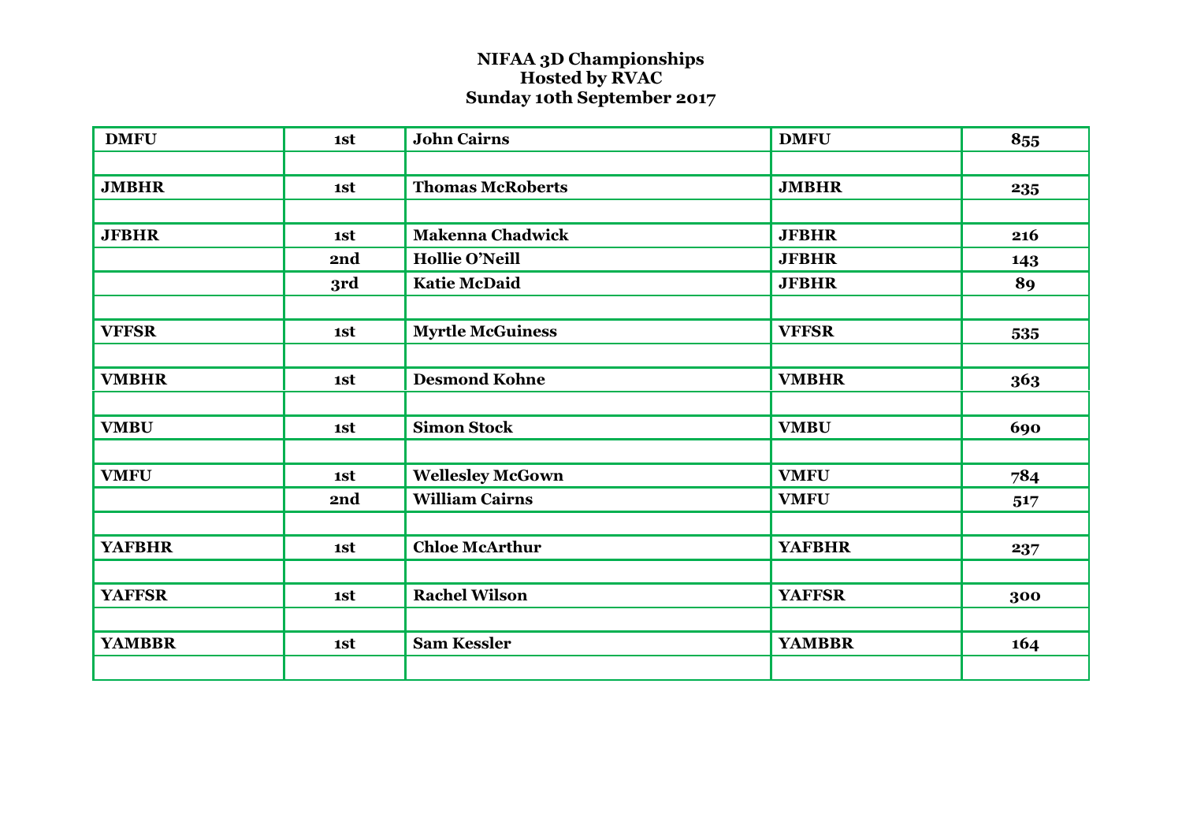**NIFAA 3D Championships**
**Hosted by RVAC**
**Sunday 10th September 2017**

| | | | | |
|---|---|---|---|---|
| **DMFU** | **1st** | **John Cairns** | **DMFU** | **855** |
| | | | | |
| **JMBHR** | **1st** | **Thomas McRoberts** | **JMBHR** | **235** |
| | | | | |
| **JFBHR** | **1st** | **Makenna Chadwick** | **JFBHR** | **216** |
| | **2nd** | **Hollie O'Neill** | **JFBHR** | **143** |
| | **3rd** | **Katie McDaid** | **JFBHR** | **89** |
| | | | | |
| **VFFSR** | **1st** | **Myrtle McGuiness** | **VFFSR** | **535** |
| | | | | |
| **VMBHR** | **1st** | **Desmond Kohne** | **VMBHR** | **363** |
| | | | | |
| **VMBU** | **1st** | **Simon Stock** | **VMBU** | **690** |
| | | | | |
| **VMFU** | **1st** | **Wellesley McGown** | **VMFU** | **784** |
| | **2nd** | **William Cairns** | **VMFU** | **517** |
| | | | | |
| **YAFBHR** | **1st** | **Chloe McArthur** | **YAFBHR** | **237** |
| | | | | |
| **YAFFSR** | **1st** | **Rachel Wilson** | **YAFFSR** | **300** |
| | | | | |
| **YAMBBR** | **1st** | **Sam Kessler** | **YAMBBR** | **164** |
| | | | | |